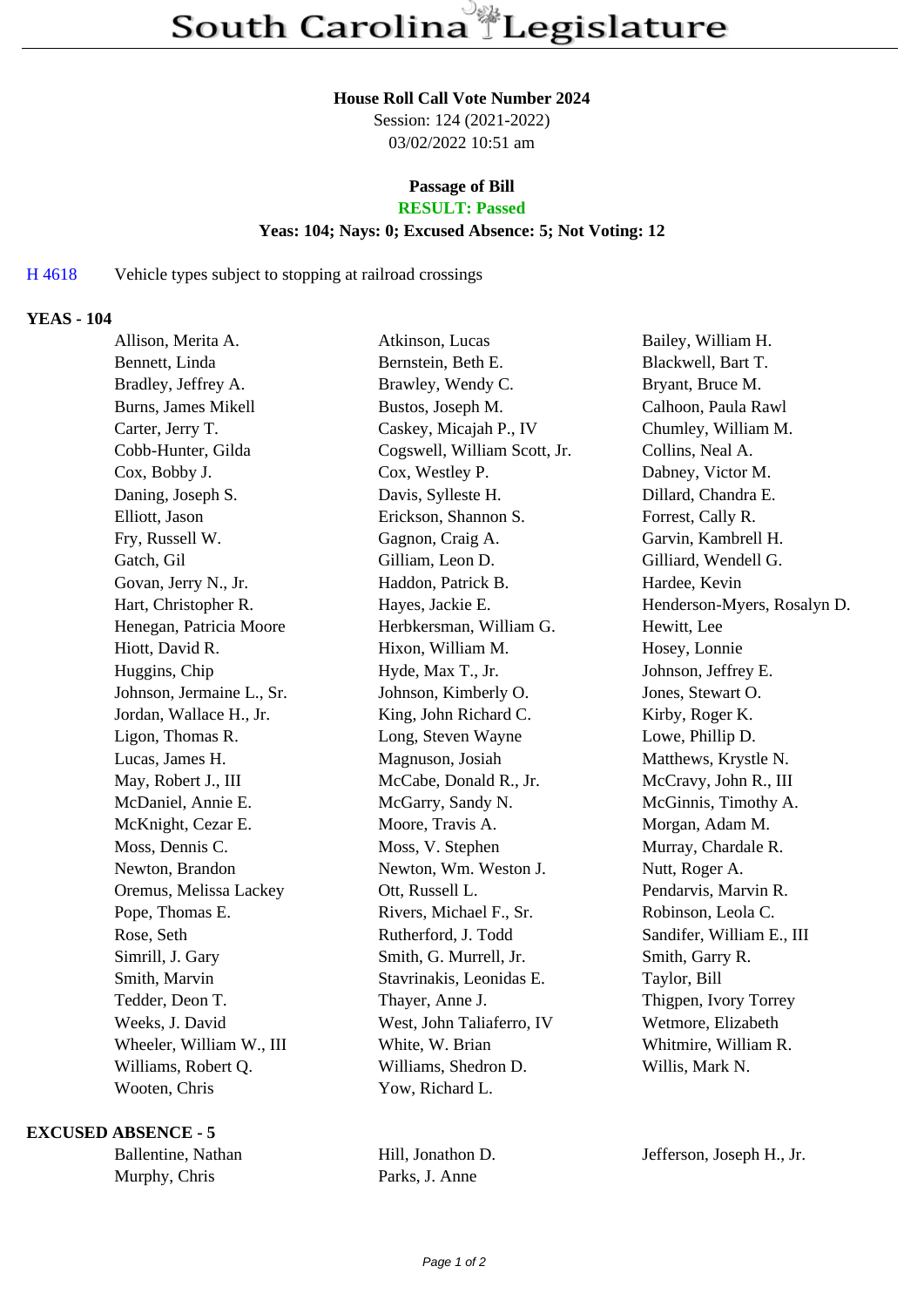# South Carolina Legislature

**House Roll Call Vote Number 2024**

Session: 124 (2021-2022)

03/02/2022 10:51 am

**Passage of Bill**

**RESULT: Passed**

**Yeas: 104; Nays: 0; Excused Absence: 5; Not Voting: 12**

H 4618 Vehicle types subject to stopping at railroad crossings

**YEAS - 104**

Allison, Merita A.
Atkinson, Lucas
Bailey, William H.
Bennett, Linda
Bernstein, Beth E.
Blackwell, Bart T.
Bradley, Jeffrey A.
Brawley, Wendy C.
Bryant, Bruce M.
Burns, James Mikell
Bustos, Joseph M.
Calhoon, Paula Rawl
Carter, Jerry T.
Caskey, Micajah P., IV
Chumley, William M.
Cobb-Hunter, Gilda
Cogswell, William Scott, Jr.
Collins, Neal A.
Cox, Bobby J.
Cox, Westley P.
Dabney, Victor M.
Daning, Joseph S.
Davis, Sylleste H.
Dillard, Chandra E.
Elliott, Jason
Erickson, Shannon S.
Forrest, Cally R.
Fry, Russell W.
Gagnon, Craig A.
Garvin, Kambrell H.
Gatch, Gil
Gilliam, Leon D.
Gilliard, Wendell G.
Govan, Jerry N., Jr.
Haddon, Patrick B.
Hardee, Kevin
Hart, Christopher R.
Hayes, Jackie E.
Henderson-Myers, Rosalyn D.
Henegan, Patricia Moore
Herbkersman, William G.
Hewitt, Lee
Hiott, David R.
Hixon, William M.
Hosey, Lonnie
Huggins, Chip
Hyde, Max T., Jr.
Johnson, Jeffrey E.
Johnson, Jermaine L., Sr.
Johnson, Kimberly O.
Jones, Stewart O.
Jordan, Wallace H., Jr.
King, John Richard C.
Kirby, Roger K.
Ligon, Thomas R.
Long, Steven Wayne
Lowe, Phillip D.
Lucas, James H.
Magnuson, Josiah
Matthews, Krystle N.
May, Robert J., III
McCabe, Donald R., Jr.
McCravy, John R., III
McDaniel, Annie E.
McGarry, Sandy N.
McGinnis, Timothy A.
McKnight, Cezar E.
Moore, Travis A.
Morgan, Adam M.
Moss, Dennis C.
Moss, V. Stephen
Murray, Chardale R.
Newton, Brandon
Newton, Wm. Weston J.
Nutt, Roger A.
Oremus, Melissa Lackey
Ott, Russell L.
Pendarvis, Marvin R.
Pope, Thomas E.
Rivers, Michael F., Sr.
Robinson, Leola C.
Rose, Seth
Rutherford, J. Todd
Sandifer, William E., III
Simrill, J. Gary
Smith, G. Murrell, Jr.
Smith, Garry R.
Smith, Marvin
Stavrinakis, Leonidas E.
Taylor, Bill
Tedder, Deon T.
Thayer, Anne J.
Thigpen, Ivory Torrey
Weeks, J. David
West, John Taliaferro, IV
Wetmore, Elizabeth
Wheeler, William W., III
White, W. Brian
Whitmire, William R.
Williams, Robert Q.
Williams, Shedron D.
Willis, Mark N.
Wooten, Chris
Yow, Richard L.

**EXCUSED ABSENCE - 5**

Ballentine, Nathan
Hill, Jonathon D.
Jefferson, Joseph H., Jr.
Murphy, Chris
Parks, J. Anne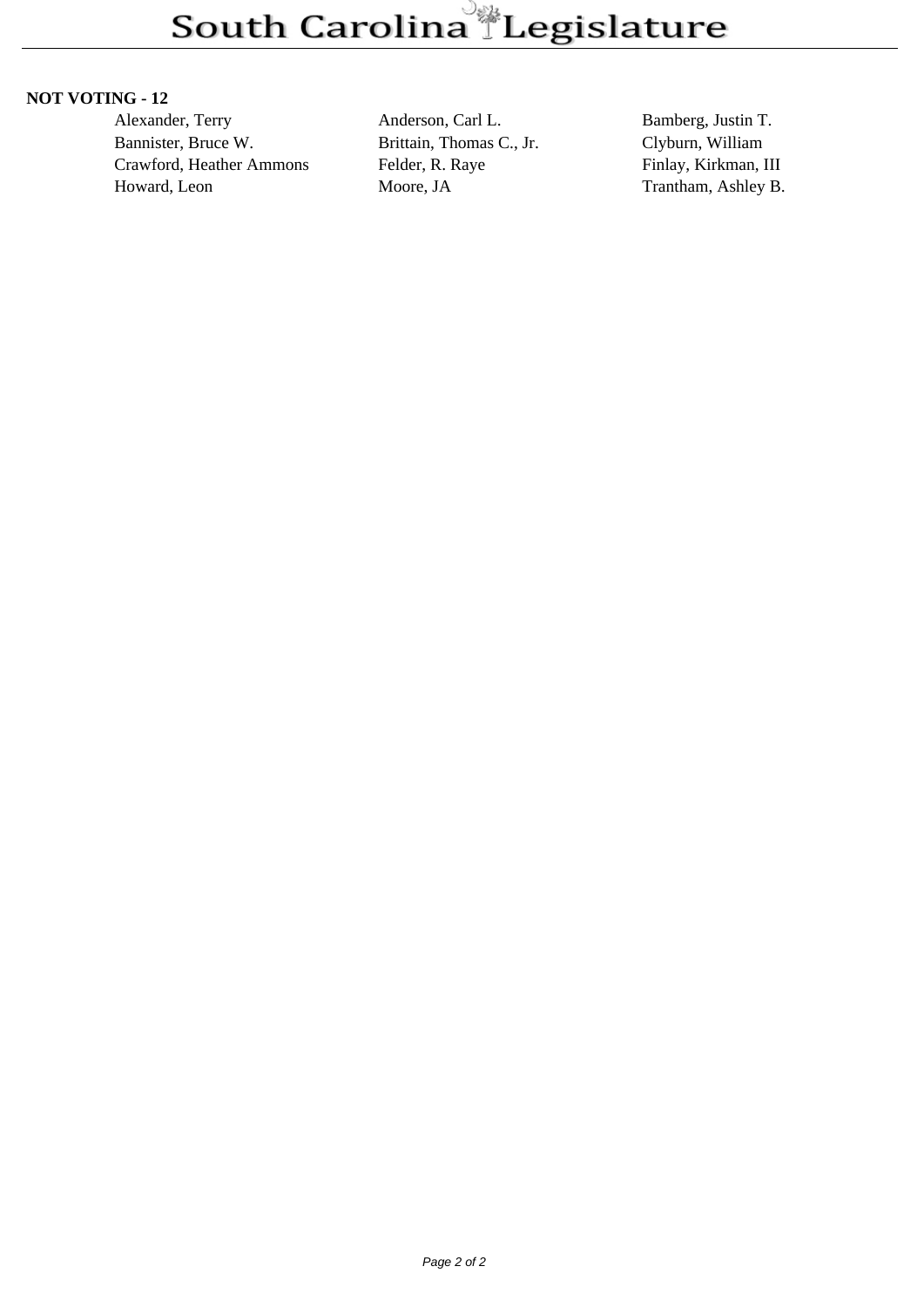**NOT VOTING - 12**

| | | |
|---|---|---|
| Alexander, Terry | Anderson, Carl L. | Bamberg, Justin T. |
| Bannister, Bruce W. | Brittain, Thomas C., Jr. | Clyburn, William |
| Crawford, Heather Ammons | Felder, R. Raye | Finlay, Kirkman, III |
| Howard, Leon | Moore, JA | Trantham, Ashley B. |